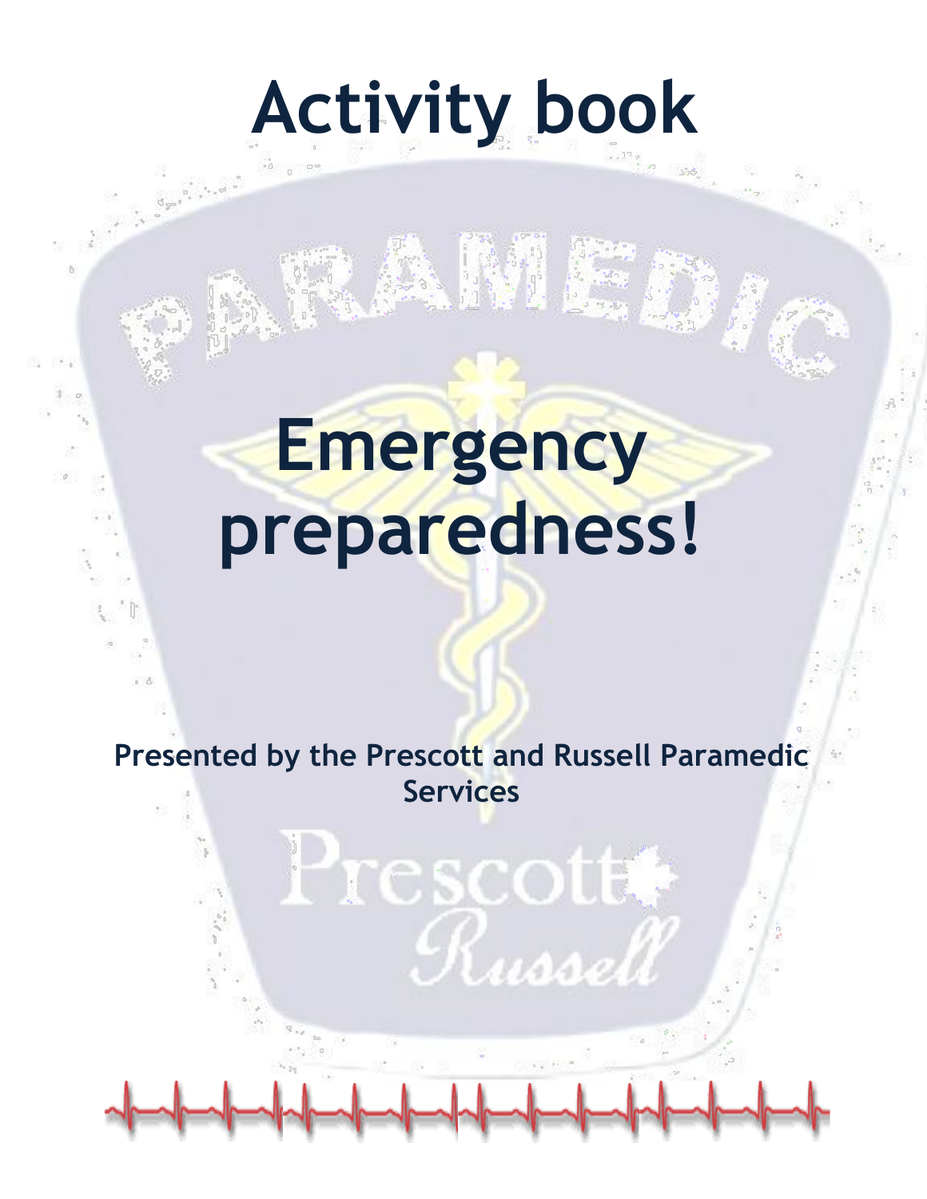# Activity book

# Emergency preparedness!

**Presented by the Prescott and Russell Paramedic Services**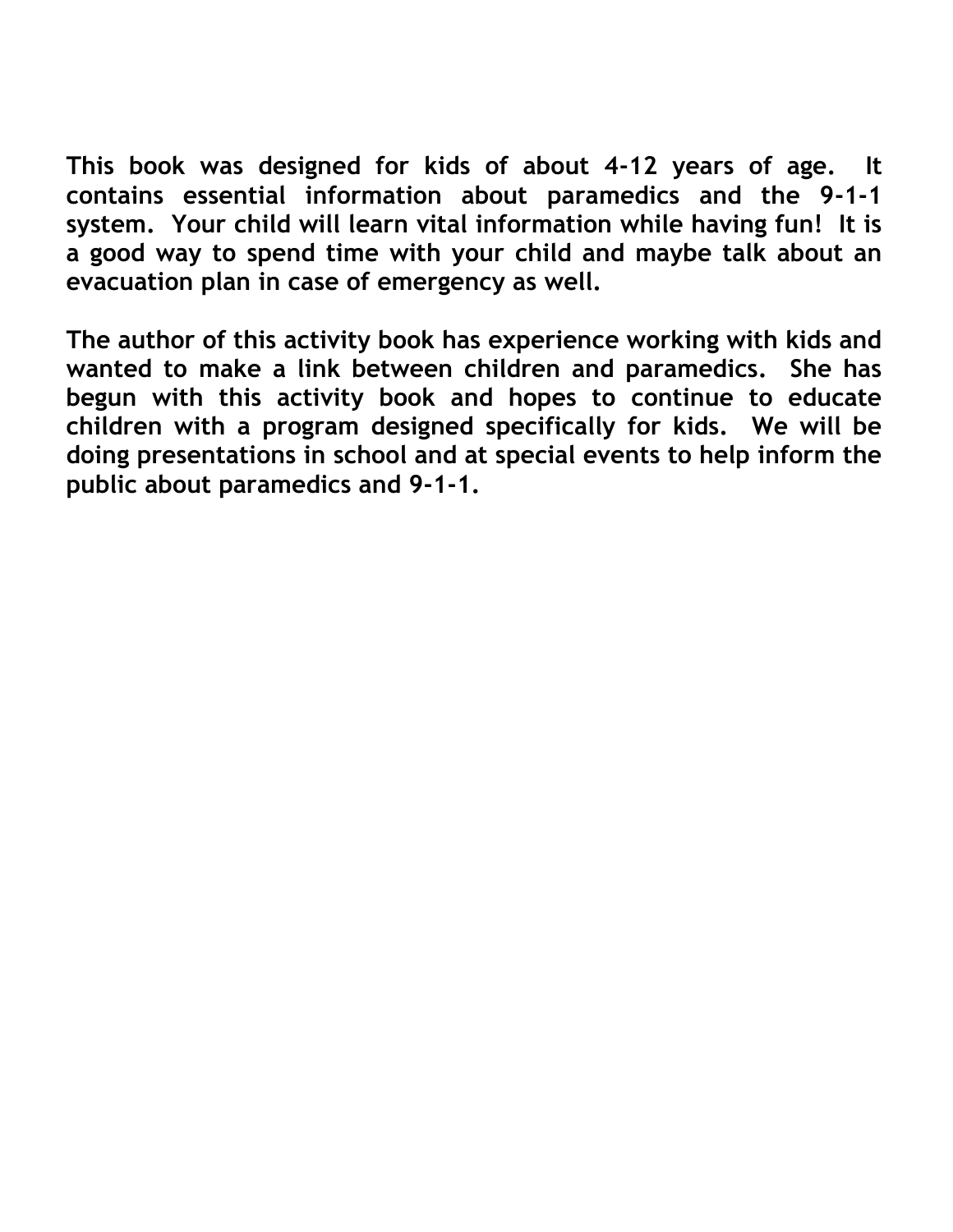**This book was designed for kids of about 4-12 years of age. It contains essential information about paramedics and the 9-1-1 system. Your child will learn vital information while having fun! It is a good way to spend time with your child and maybe talk about an evacuation plan in case of emergency as well.**

**The author of this activity book has experience working with kids and wanted to make a link between children and paramedics. She has begun with this activity book and hopes to continue to educate children with a program designed specifically for kids. We will be doing presentations in school and at special events to help inform the public about paramedics and 9-1-1.**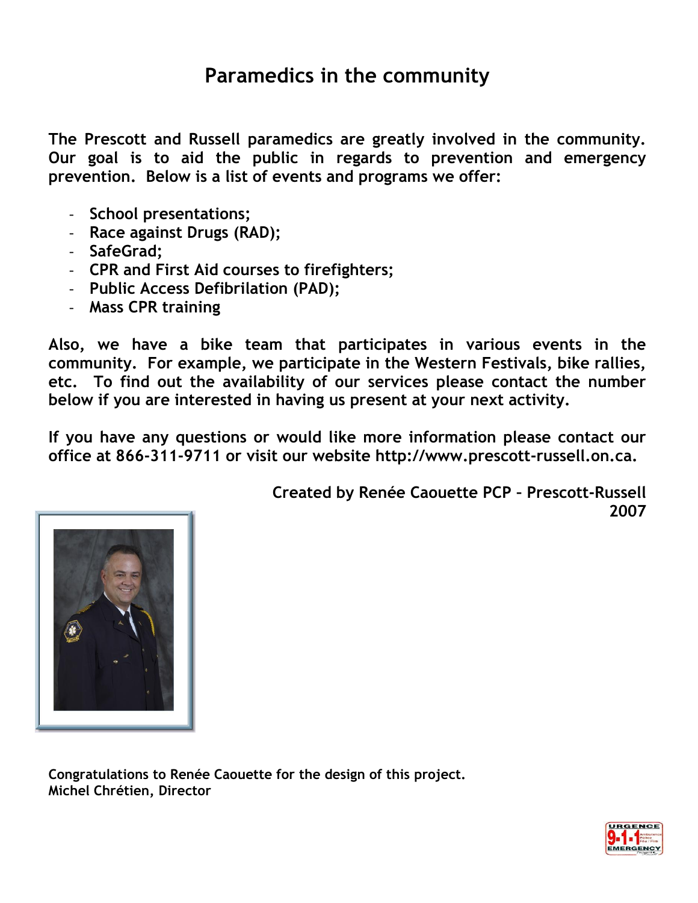# Paramedics in the community

The Prescott and Russell paramedics are greatly involved in the community. Our goal is to aid the public in regards to prevention and emergency prevention. Below is a list of events and programs we offer:

- School presentations;
- Race against Drugs (RAD);
- SafeGrad;
- CPR and First Aid courses to firefighters;
- Public Access Defibrilation (PAD);
- Mass CPR training

Also, we have a bike team that participates in various events in the community. For example, we participate in the Western Festivals, bike rallies, etc. To find out the availability of our services please contact the number below if you are interested in having us present at your next activity.

If you have any questions or would like more information please contact our office at 866-311-9711 or visit our website http://www.prescott-russell.on.ca.

Created by Renée Caouette PCP – Prescott-Russell
2007

Congratulations to Renée Caouette for the design of this project.
Michel Chrétien, Director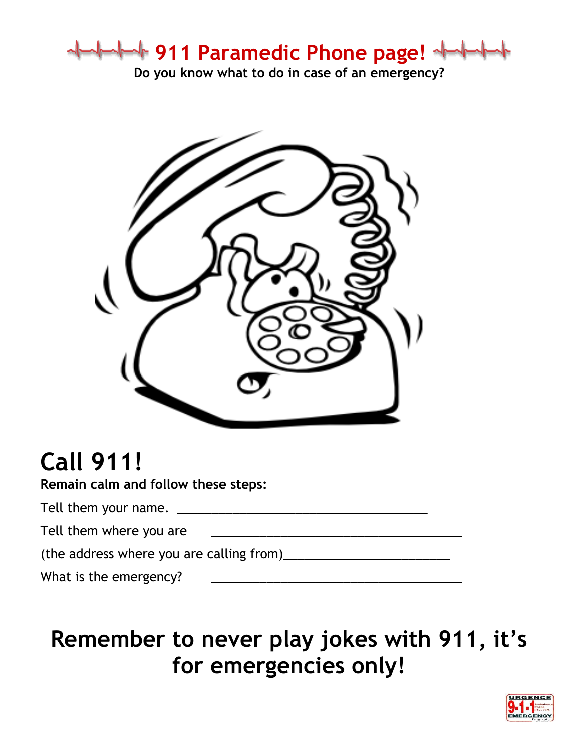# 911 Paramedic Phone page!

**Do you know what to do in case of an emergency?**

## Call 911!

**Remain calm and follow these steps:**

Tell them your name. ____________________________________

Tell them where you are ____________________________________

(the address where you are calling from)________________________

What is the emergency? ____________________________________

**Remember to never play jokes with 911, it's for emergencies only!**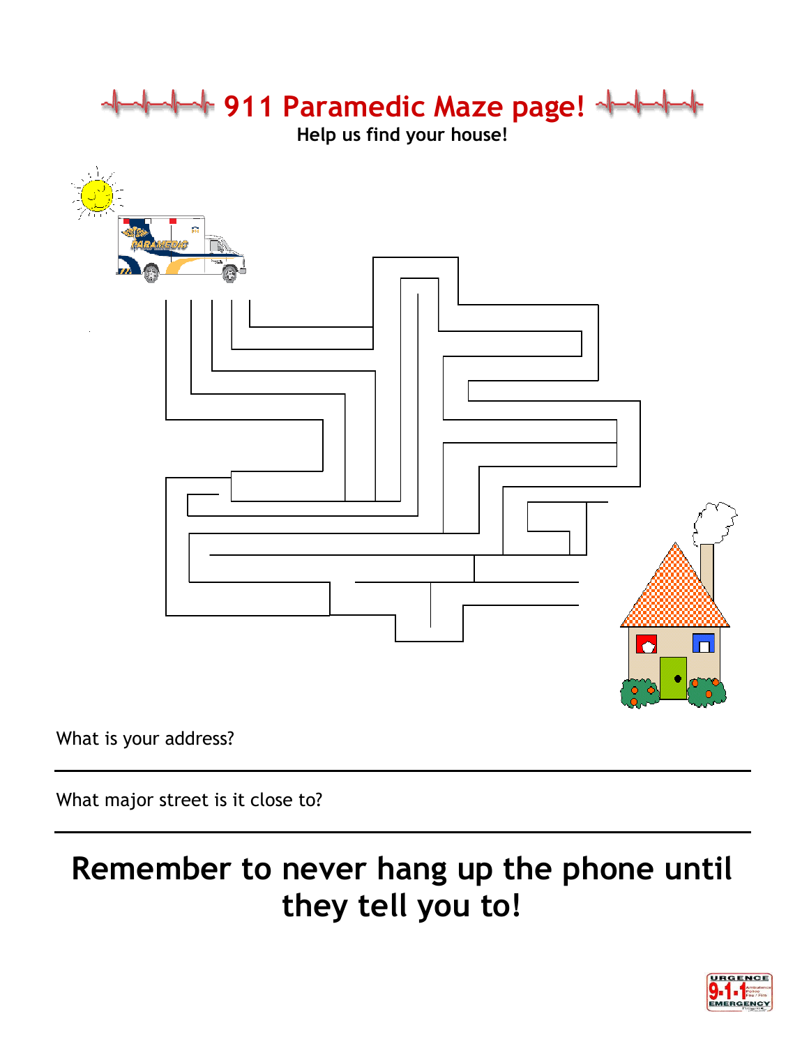# 911 Paramedic Maze page!

**Help us find your house!**

What is your address?

---

What major street is it close to?

---

## Remember to never hang up the phone until they tell you to!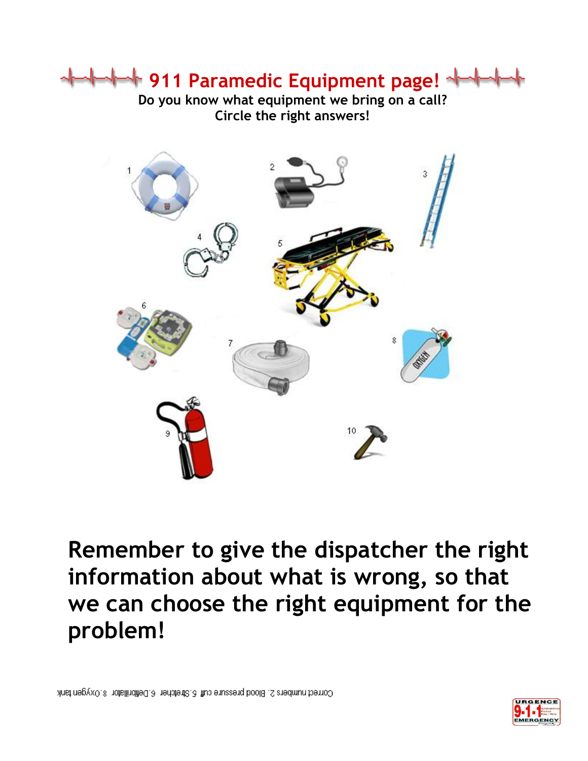# 911 Paramedic Equipment page!

**Do you know what equipment we bring on a call?**
**Circle the right answers!**

1

2

3

4

5

6

7

8

9

10

**Remember to give the dispatcher the right information about what is wrong, so that we can choose the right equipment for the problem!**

Correct numbers 2. Blood pressure cuff 5.Stretcher 6.Defibrillator 8.Oxygen tank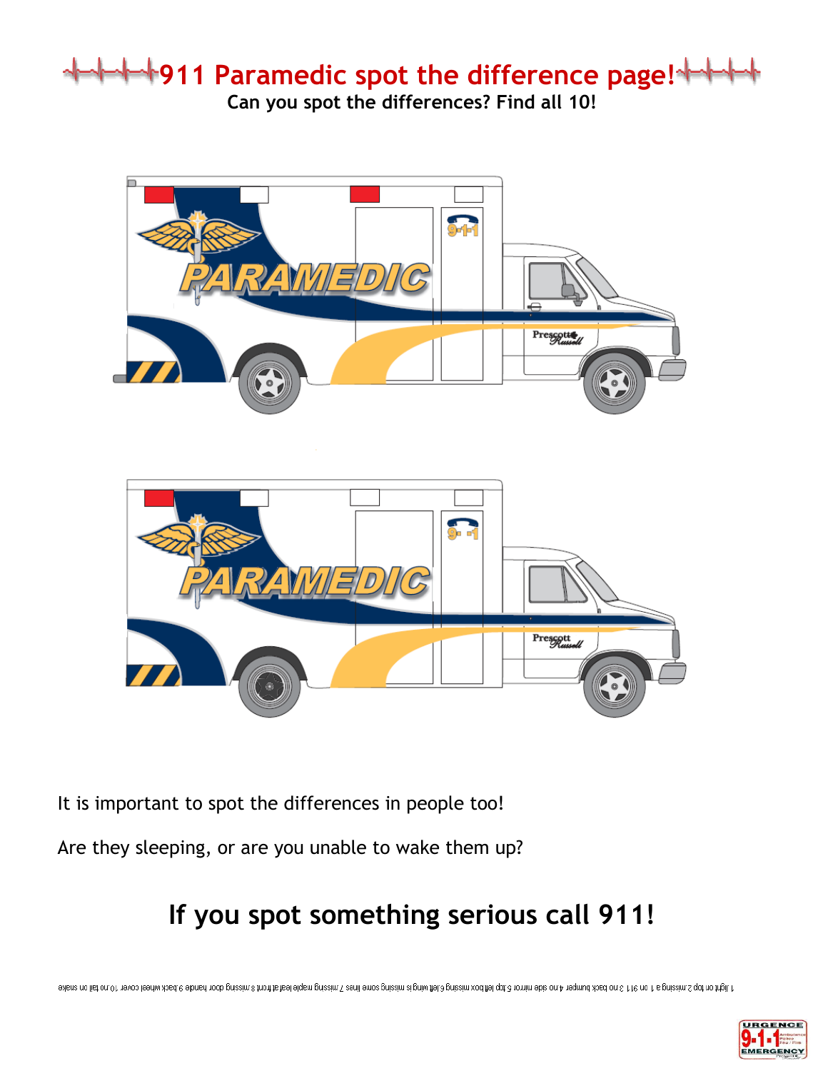# 911 Paramedic spot the difference page!

**Can you spot the differences? Find all 10!**

It is important to spot the differences in people too!

Are they sleeping, or are you unable to wake them up?

## If you spot something serious call 911!

1.light on top 2.missing a 1 on 911 3.no back bumper 4.no side mirror 5.top left box missing 6.left wing is missing some lines 7.missing maple leaf at front 8.missing door handle 9.back wheel cover 10.no tail on snake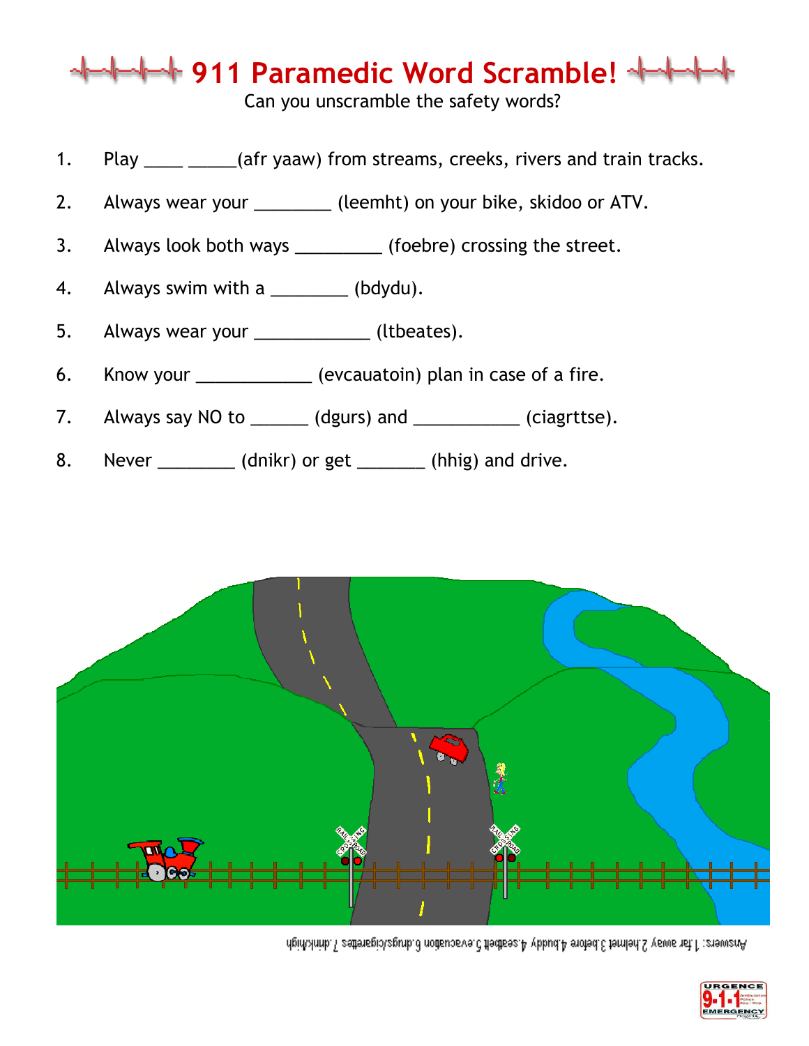# 911 Paramedic Word Scramble!

Can you unscramble the safety words?

1. Play ____ _____(afr yaaw) from streams, creeks, rivers and train tracks.
2. Always wear your ________ (leemht) on your bike, skidoo or ATV.
3. Always look both ways _________ (foebre) crossing the street.
4. Always swim with a ________ (bdydu).
5. Always wear your ____________ (ltbeates).
6. Know your ____________ (evcauatoin) plan in case of a fire.
7. Always say NO to ______ (dgurs) and ___________ (ciagrttse).
8. Never ________ (dnikr) or get _______ (hhig) and drive.

Answers: 1.far away 2.helmet 3.before 4.buddy 4.seatbelt 5.evacuation 6.drugs/cigarettes 7.drink/high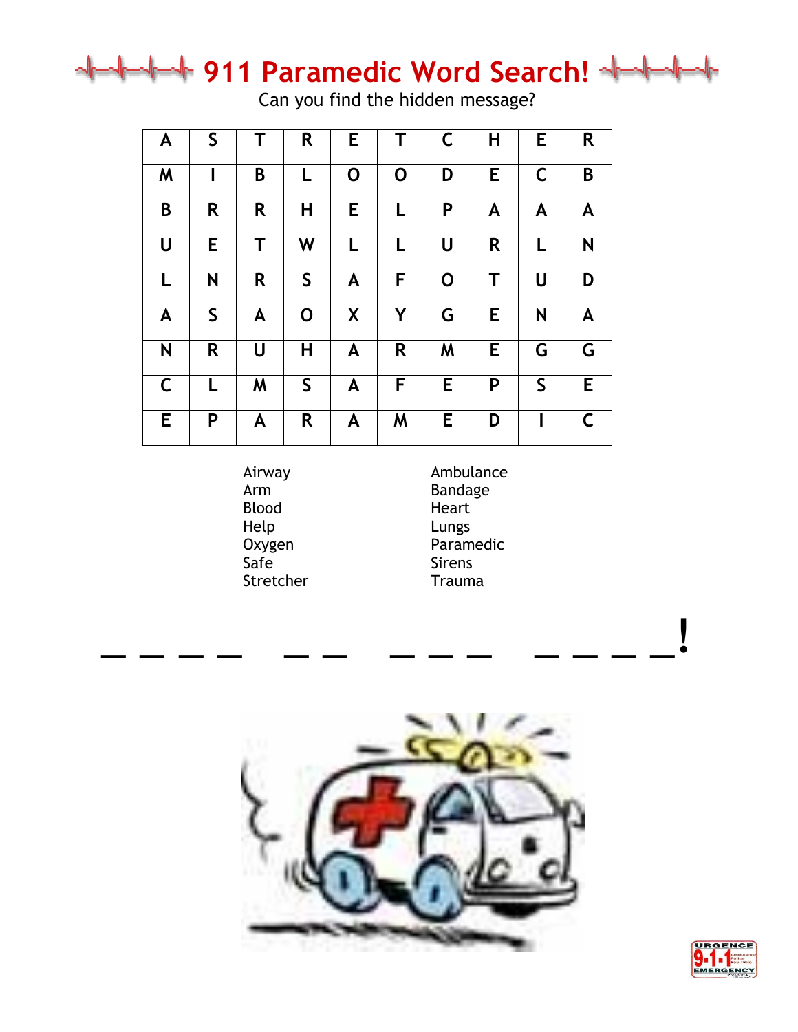# 911 Paramedic Word Search!

Can you find the hidden message?

| A | S | T | R | E | T | C | H | E | R |
|---|---|---|---|---|---|---|---|---|---|
| M | I | B | L | O | O | D | E | C | B |
| B | R | R | H | E | L | P | A | A | A |
| U | E | T | W | L | L | U | R | L | N |
| L | N | R | S | A | F | O | T | U | D |
| A | S | A | O | X | Y | G | E | N | A |
| N | R | U | H | A | R | M | E | G | G |
| C | L | M | S | A | F | E | P | S | E |
| E | P | A | R | A | M | E | D | I | C |

- Airway
- Arm
- Blood
- Help
- Oxygen
- Safe
- Stretcher
- Ambulance
- Bandage
- Heart
- Lungs
- Paramedic
- Sirens
- Trauma

_ _ _ _   _ _   _ _ _   _ _ _ _!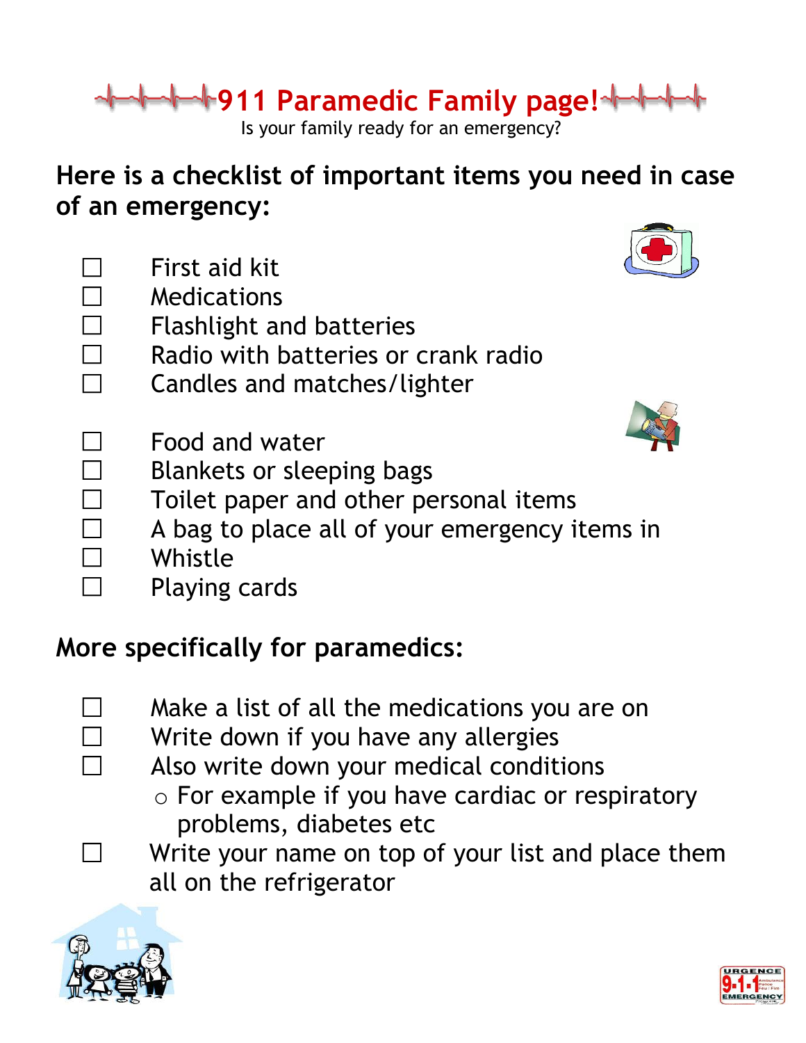# 911 Paramedic Family page!

Is your family ready for an emergency?

## Here is a checklist of important items you need in case of an emergency:

- ☐ First aid kit
- ☐ Medications
- ☐ Flashlight and batteries
- ☐ Radio with batteries or crank radio
- ☐ Candles and matches/lighter

- ☐ Food and water
- ☐ Blankets or sleeping bags
- ☐ Toilet paper and other personal items
- ☐ A bag to place all of your emergency items in
- ☐ Whistle
- ☐ Playing cards

## More specifically for paramedics:

- ☐ Make a list of all the medications you are on
- ☐ Write down if you have any allergies
- ☐ Also write down your medical conditions
  - For example if you have cardiac or respiratory problems, diabetes etc
- ☐ Write your name on top of your list and place them all on the refrigerator